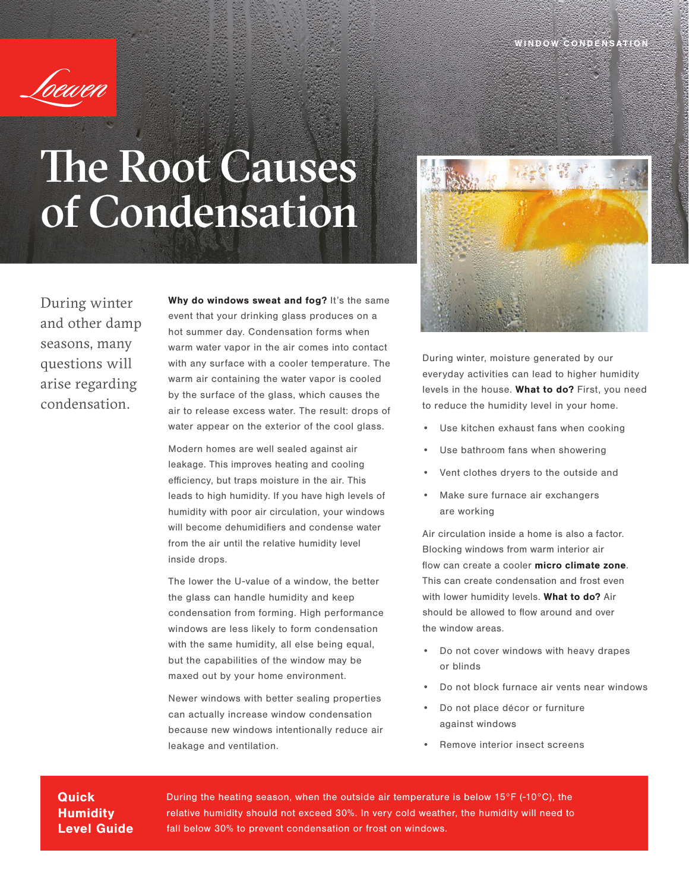WINDOW CONDENSATION

Loewen

# The Root Causes of Condensation

During winter and other damp seasons, many questions will arise regarding condensation.

**Why do windows sweat and fog?** It's the same event that your drinking glass produces on a hot summer day. Condensation forms when warm water vapor in the air comes into contact with any surface with a cooler temperature. The warm air containing the water vapor is cooled by the surface of the glass, which causes the air to release excess water. The result: drops of water appear on the exterior of the cool glass.

Modern homes are well sealed against air leakage. This improves heating and cooling efficiency, but traps moisture in the air. This leads to high humidity. If you have high levels of humidity with poor air circulation, your windows will become dehumidifiers and condense water from the air until the relative humidity level inside drops.

The lower the U-value of a window, the better the glass can handle humidity and keep condensation from forming. High performance windows are less likely to form condensation with the same humidity, all else being equal, but the capabilities of the window may be maxed out by your home environment.

Newer windows with better sealing properties can actually increase window condensation because new windows intentionally reduce air leakage and ventilation.

During winter, moisture generated by our everyday activities can lead to higher humidity levels in the house. **What to do?** First, you need to reduce the humidity level in your home.

- Use kitchen exhaust fans when cooking
- Use bathroom fans when showering
- Vent clothes dryers to the outside and
- Make sure furnace air exchangers are working

Air circulation inside a home is also a factor. Blocking windows from warm interior air flow can create a cooler **micro climate zone**. This can create condensation and frost even with lower humidity levels. **What to do?** Air should be allowed to flow around and over the window areas.

- Do not cover windows with heavy drapes or blinds
- Do not block furnace air vents near windows
- Do not place décor or furniture against windows
- Remove interior insect screens

**Quick Humidity Level Guide**

During the heating season, when the outside air temperature is below 15°F (-10°C), the relative humidity should not exceed 30%. In very cold weather, the humidity will need to fall below 30% to prevent condensation or frost on windows.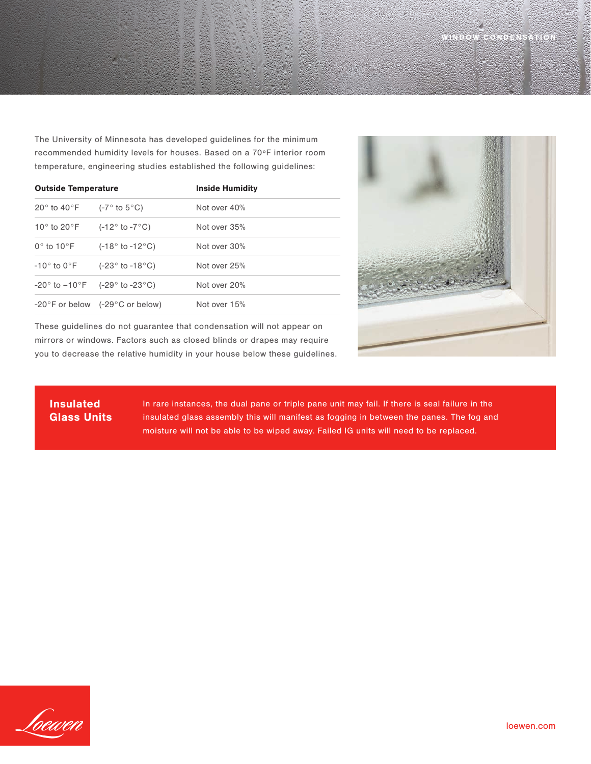The University of Minnesota has developed guidelines for the minimum recommended humidity levels for houses. Based on a 70°F interior room temperature, engineering studies established the following guidelines:

| Outside Temperature | | Inside Humidity |
|---|---|---|
| 20° to 40°F | (-7° to 5°C) | Not over 40% |
| 10° to 20°F | (-12° to -7°C) | Not over 35% |
| 0° to 10°F | (-18° to -12°C) | Not over 30% |
| -10° to 0°F | (-23° to -18°C) | Not over 25% |
| -20° to −10°F | (-29° to -23°C) | Not over 20% |
| -20°F or below | (-29°C or below) | Not over 15% |

These guidelines do not guarantee that condensation will not appear on mirrors or windows. Factors such as closed blinds or drapes may require you to decrease the relative humidity in your house below these guidelines.

## Insulated Glass Units

In rare instances, the dual pane or triple pane unit may fail. If there is seal failure in the insulated glass assembly this will manifest as fogging in between the panes. The fog and moisture will not be able to be wiped away. Failed IG units will need to be replaced.

loewen.com